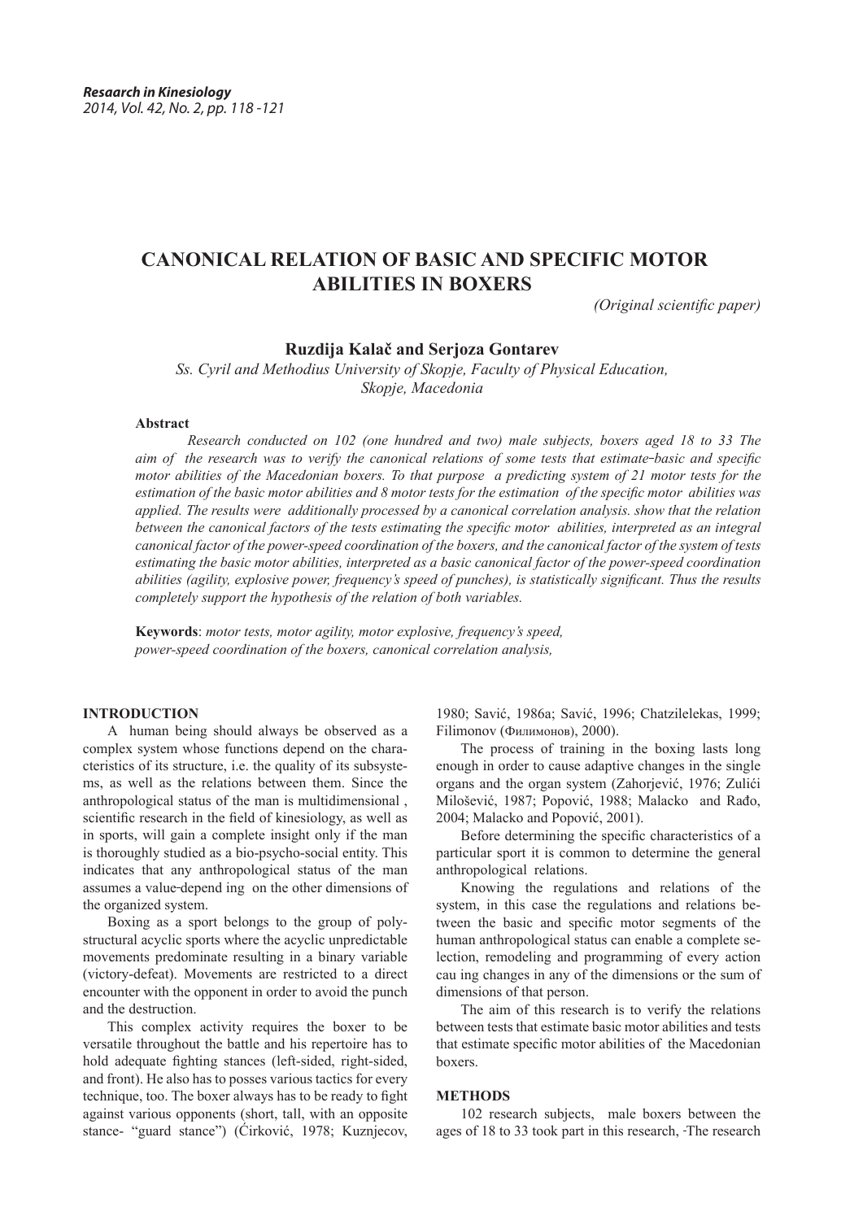# CANONICAL RELATION OF BASIC AND SPECIFIC MOTOR ABILITIES IN BOXERS

*(Original scientific paper)*

**Ruzdija Kalač and Serjoza Gontarev**

*Ss. Cyril and Methodius University of Skopje, Faculty of Physical Education, Skopje, Macedonia*

### Abstract

*Research conducted on 102 (one hundred and two) male subjects, boxers aged 18 to 33 The aim of the research was to verify the canonical relations of some tests that estimate-basic and specific motor abilities of the Macedonian boxers. To that purpose a predicting system of 21 motor tests for the estimation of the basic motor abilities and 8 motor tests for the estimation of the specific motor abilities was applied. The results were additionally processed by a canonical correlation analysis. show that the relation between the canonical factors of the tests estimating the specific motor abilities, interpreted as an integral canonical factor of the power-speed coordination of the boxers, and the canonical factor of the system of tests estimating the basic motor abilities, interpreted as a basic canonical factor of the power-speed coordination abilities (agility, explosive power, frequency's speed of punches), is statistically significant. Thus the results completely support the hypothesis of the relation of both variables.*

**Keywords**: *motor tests, motor agility, motor explosive, frequency's speed, power-speed coordination of the boxers, canonical correlation analysis,*

## INTRODUCTION

A human being should always be observed as a complex system whose functions depend on the characteristics of its structure, i.e. the quality of its subsystems, as well as the relations between them. Since the anthropological status of the man is multidimensional , scientific research in the field of kinesiology, as well as in sports, will gain a complete insight only if the man is thoroughly studied as a bio-psycho-social entity. This indicates that any anthropological status of the man assumes a value-depend ing on the other dimensions of the organized system.

Boxing as a sport belongs to the group of polystructural acyclic sports where the acyclic unpredictable movements predominate resulting in a binary variable (victory-defeat). Movements are restricted to a direct encounter with the opponent in order to avoid the punch and the destruction.

This complex activity requires the boxer to be versatile throughout the battle and his repertoire has to hold adequate fighting stances (left-sided, right-sided, and front). He also has to posses various tactics for every technique, too. The boxer always has to be ready to fight against various opponents (short, tall, with an opposite stance- "guard stance") (Ćirković, 1978; Kuznjecov, 1980; Savić, 1986a; Savić, 1996; Chatzilelekas, 1999; Filimonov (Филимонов), 2000).

The process of training in the boxing lasts long enough in order to cause adaptive changes in the single organs and the organ system (Zahorjević, 1976; Zulići Milošević, 1987; Popović, 1988; Malacko and Rađo, 2004; Malacko and Popović, 2001).

Before determining the specific characteristics of a particular sport it is common to determine the general anthropological relations.

Knowing the regulations and relations of the system, in this case the regulations and relations between the basic and specific motor segments of the human anthropological status can enable a complete selection, remodeling and programming of every action cau ing changes in any of the dimensions or the sum of dimensions of that person.

The aim of this research is to verify the relations between tests that estimate basic motor abilities and tests that estimate specific motor abilities of the Macedonian boxers.

## METHODS

102 research subjects, male boxers between the ages of 18 to 33 took part in this research, -The research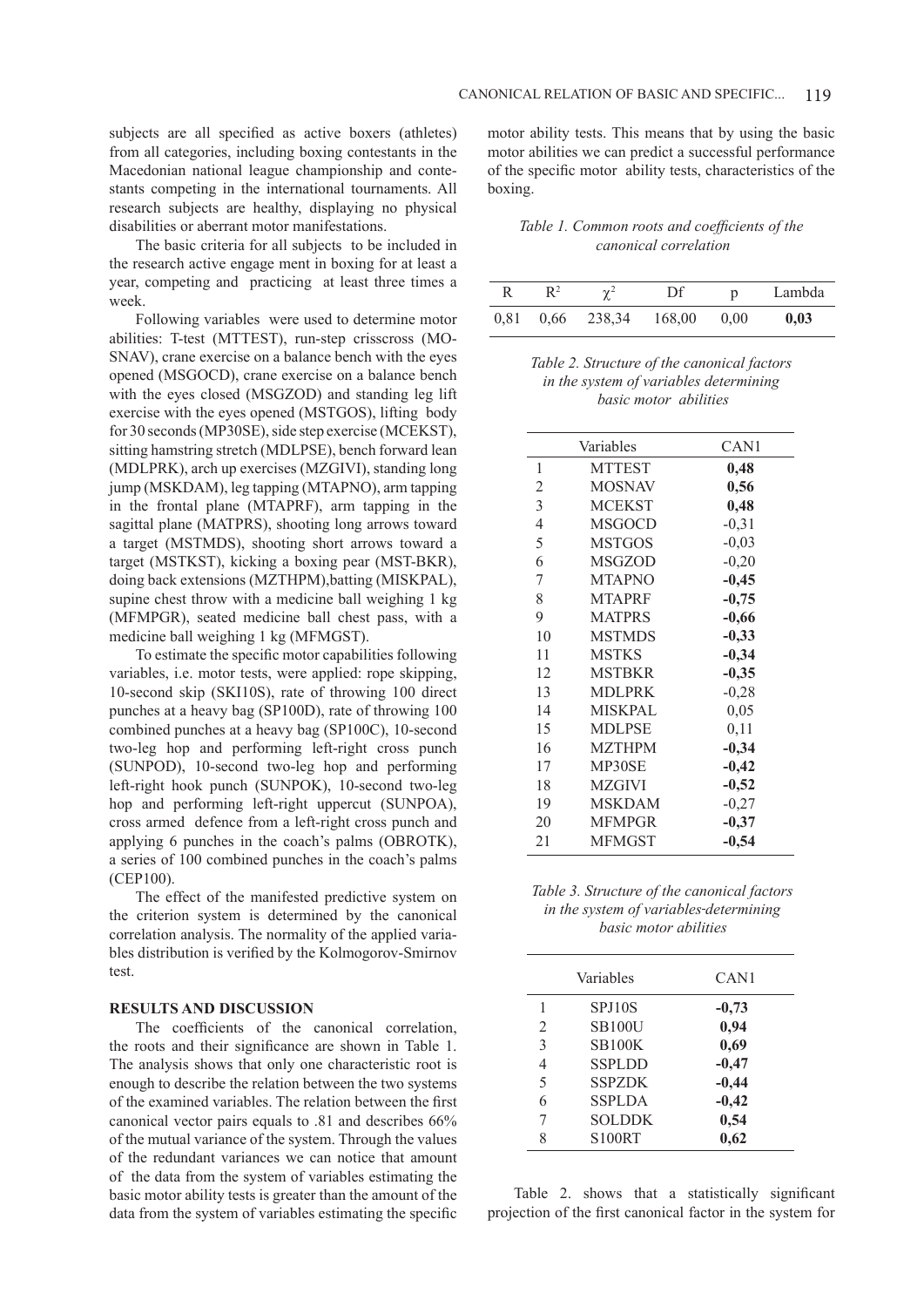subjects are all specified as active boxers (athletes) from all categories, including boxing contestants in the Macedonian national league championship and contestants competing in the international tournaments. All research subjects are healthy, displaying no physical disabilities or aberrant motor manifestations.

The basic criteria for all subjects to be included in the research active engage ment in boxing for at least a year, competing and practicing at least three times a week.

Following variables were used to determine motor abilities: T-test (MTTEST), run-step crisscross (MOSNAV), crane exercise on a balance bench with the eyes opened (MSGOCD), crane exercise on a balance bench with the eyes closed (MSGZOD) and standing leg lift exercise with the eyes opened (MSTGOS), lifting body for 30 seconds (MP30SE), side step exercise (MCEKST), sitting hamstring stretch (MDLPSE), bench forward lean (MDLPRK), arch up exercises (MZGIVI), standing long jump (MSKDAM), leg tapping (MTAPNO), arm tapping in the frontal plane (MTAPRF), arm tapping in the sagittal plane (MATPRS), shooting long arrows toward a target (MSTMDS), shooting short arrows toward a target (MSTKST), kicking a boxing pear (MST-BKR), doing back extensions (MZTHPM),batting (MISKPAL), supine chest throw with a medicine ball weighing 1 kg (MFMPGR), seated medicine ball chest pass, with a medicine ball weighing 1 kg (MFMGST).

To estimate the specific motor capabilities following variables, i.e. motor tests, were applied: rope skipping, 10-second skip (SKI10S), rate of throwing 100 direct punches at a heavy bag (SP100D), rate of throwing 100 combined punches at a heavy bag (SP100C), 10-second two-leg hop and performing left-right cross punch (SUNPOD), 10-second two-leg hop and performing left-right hook punch (SUNPOK), 10-second two-leg hop and performing left-right uppercut (SUNPOA), cross armed defence from a left-right cross punch and applying 6 punches in the coach's palms (OBROTK), a series of 100 combined punches in the coach's palms (CEP100).

The effect of the manifested predictive system on the criterion system is determined by the canonical correlation analysis. The normality of the applied variables distribution is verified by the Kolmogorov-Smirnov test.

## RESULTS AND DISCUSSION

The coefficients of the canonical correlation, the roots and their significance are shown in Table 1. The analysis shows that only one characteristic root is enough to describe the relation between the two systems of the examined variables. The relation between the first canonical vector pairs equals to .81 and describes 66% of the mutual variance of the system. Through the values of the redundant variances we can notice that amount of the data from the system of variables estimating the basic motor ability tests is greater than the amount of the data from the system of variables estimating the specific motor ability tests. This means that by using the basic motor abilities we can predict a successful performance of the specific motor ability tests, characteristics of the boxing.

*Table 1. Common roots and coefficients of the canonical correlation*

| R | $R^2$ | $\chi^2$ | Df | p | Lambda |
|---|---|---|---|---|---|
| 0,81 | 0,66 | 238,34 | 168,00 | 0,00 | **0,03** |

*Table 2. Structure of the canonical factors in the system of variables determining basic motor abilities*

| | Variables | CAN1 |
|---|---|---|
| 1 | MTTEST | **0,48** |
| 2 | MOSNAV | **0,56** |
| 3 | MCEKST | **0,48** |
| 4 | MSGOCD | -0,31 |
| 5 | MSTGOS | -0,03 |
| 6 | MSGZOD | -0,20 |
| 7 | MTAPNO | **-0,45** |
| 8 | MTAPRF | **-0,75** |
| 9 | MATPRS | **-0,66** |
| 10 | MSTMDS | **-0,33** |
| 11 | MSTKS | **-0,34** |
| 12 | MSTBKR | **-0,35** |
| 13 | MDLPRK | -0,28 |
| 14 | MISKPAL | 0,05 |
| 15 | MDLPSE | 0,11 |
| 16 | MZTHPM | **-0,34** |
| 17 | MP30SE | **-0,42** |
| 18 | MZGIVI | **-0,52** |
| 19 | MSKDAM | -0,27 |
| 20 | MFMPGR | **-0,37** |
| 21 | MFMGST | **-0,54** |

*Table 3. Structure of the canonical factors in the system of variables-determining basic motor abilities*

| | Variables | CAN1 |
|---|---|---|
| 1 | SPJ10S | **-0,73** |
| 2 | SB100U | **0,94** |
| 3 | SB100K | **0,69** |
| 4 | SSPLDD | **-0,47** |
| 5 | SSPZDK | **-0,44** |
| 6 | SSPLDA | **-0,42** |
| 7 | SOLDDK | **0,54** |
| 8 | S100RT | **0,62** |

Table 2. shows that a statistically significant projection of the first canonical factor in the system for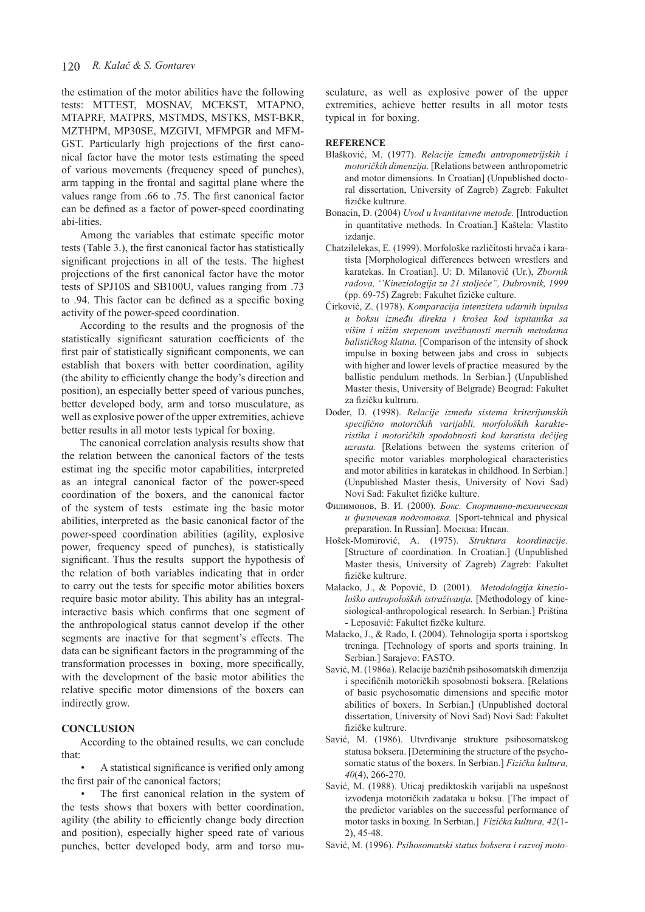the estimation of the motor abilities have the following tests: MTTEST, MOSNAV, MCEKST, MTAPNO, MTAPRF, MATPRS, MSTMDS, MSTKS, MST-BKR, MZTHPM, MP30SE, MZGIVI, MFMPGR and MFM-GST. Particularly high projections of the first canonical factor have the motor tests estimating the speed of various movements (frequency speed of punches), arm tapping in the frontal and sagittal plane where the values range from .66 to .75. The first canonical factor can be defined as a factor of power-speed coordinating abi-lities.

Among the variables that estimate specific motor tests (Table 3.), the first canonical factor has statistically significant projections in all of the tests. The highest projections of the first canonical factor have the motor tests of SPJ10S and SB100U, values ranging from .73 to .94. This factor can be defined as a specific boxing activity of the power-speed coordination.

According to the results and the prognosis of the statistically significant saturation coefficients of the first pair of statistically significant components, we can establish that boxers with better coordination, agility (the ability to efficiently change the body's direction and position), an especially better speed of various punches, better developed body, arm and torso musculature, as well as explosive power of the upper extremities, achieve better results in all motor tests typical for boxing.

The canonical correlation analysis results show that the relation between the canonical factors of the tests estimat ing the specific motor capabilities, interpreted as an integral canonical factor of the power-speed coordination of the boxers, and the canonical factor of the system of tests estimate ing the basic motor abilities, interpreted as the basic canonical factor of the power-speed coordination abilities (agility, explosive power, frequency speed of punches), is statistically significant. Thus the results support the hypothesis of the relation of both variables indicating that in order to carry out the tests for specific motor abilities boxers require basic motor ability. This ability has an integral-interactive basis which confirms that one segment of the anthropological status cannot develop if the other segments are inactive for that segment's effects. The data can be significant factors in the programming of the transformation processes in boxing, more specifically, with the development of the basic motor abilities the relative specific motor dimensions of the boxers can indirectly grow.

## CONCLUSION

According to the obtained results, we can conclude that:

- A statistical significance is verified only among the first pair of the canonical factors;
- The first canonical relation in the system of the tests shows that boxers with better coordination, agility (the ability to efficiently change body direction and position), especially higher speed rate of various punches, better developed body, arm and torso musculature, as well as explosive power of the upper extremities, achieve better results in all motor tests typical in for boxing.

## REFERENCE

Blašković, M. (1977). *Relacije između antropometrijskih i motoričkih dimenzija.* [Relations between anthropometric and motor dimensions. In Croatian] (Unpublished doctoral dissertation, University of Zagreb) Zagreb: Fakultet fizičke kultrure.

Bonacin, D. (2004) *Uvod u kvantitaivne metode.* [Introduction in quantitative methods. In Croatian.] Kaštela: Vlastito izdanje.

Chatzilelekas, E. (1999). Morfološke različitosti hrvača i karatista [Morphological differences between wrestlers and karatekas. In Croatian]. U: D. Milanović (Ur.), *Zbornik radova, ''Kineziologija za 21 stoljeće", Dubrovnik, 1999* (pp. 69-75) Zagreb: Fakultet fizičke culture.

Ćirković, Z. (1978). *Komparacija intenziteta udarnih inpulsa u boksu između direkta i krošea kod ispitanika sa višim i nižim stepenom uvežbanosti mernih metodama balističkog klatna.* [Comparison of the intensity of shock impulse in boxing between jabs and cross in subjects with higher and lower levels of practice measured by the ballistic pendulum methods. In Serbian.] (Unpublished Master thesis, University of Belgrade) Beograd: Fakultet za fizičku kultruru.

Doder, D. (1998). *Relacije između sistema kriterijumskih specifično motoričkih varijabli, morfoloških karakteristika i motoričkih spodobnosti kod karatista dečijeg uzrasta.* [Relations between the systems criterion of specific motor variables morphological characteristics and motor abilities in karatekas in childhood. In Serbian.] (Unpublished Master thesis, University of Novi Sad) Novi Sad: Fakultet fizičke kulture.

Филимонов, В. И. (2000). *Бокс. Спортивно-техническая и физичекая подготовка.* [Sport-tehnical and physical preparation. In Russian]. Москва: Инсан.

Hošek-Momirović, A. (1975). *Struktura koordinacije.* [Structure of coordination. In Croatian.] (Unpublished Master thesis, University of Zagreb) Zagreb: Fakultet fizičke kultrure.

Malacko, J., & Popović, D. (2001). *Metodologija kineziološko antropoloških istraživanja.* [Methodology of kinesiological-anthropological research. In Serbian.] Priština - Leposavić: Fakultet fizčke kulture.

Malacko, J., & Rađo, I. (2004). Tehnologija sporta i sportskog treninga. [Technology of sports and sports training. In Serbian.] Sarajevo: FASTO.

Savić, M. (1986a). Relacije bazičnih psihosomatskih dimenzija i specifičnih motoričkih sposobnosti boksera. [Relations of basic psychosomatic dimensions and specific motor abilities of boxers. In Serbian.] (Unpublished doctoral dissertation, University of Novi Sad) Novi Sad: Fakultet fizičke kultrure.

Savić, M. (1986). Utvrđivanje strukture psihosomatskog statusa boksera. [Determining the structure of the psychosomatic status of the boxers. In Serbian.] *Fizička kultura, 40*(4), 266-270.

Savić, M. (1988). Uticaj prediktoskih varijabli na uspešnost izvođenja motoričkih zadataka u boksu. [The impact of the predictor variables on the successful performance of motor tasks in boxing. In Serbian.] *Fizička kultura, 42*(1-2), 45-48.

Savić, M. (1996). *Psihosomatski status boksera i razvoj moto-*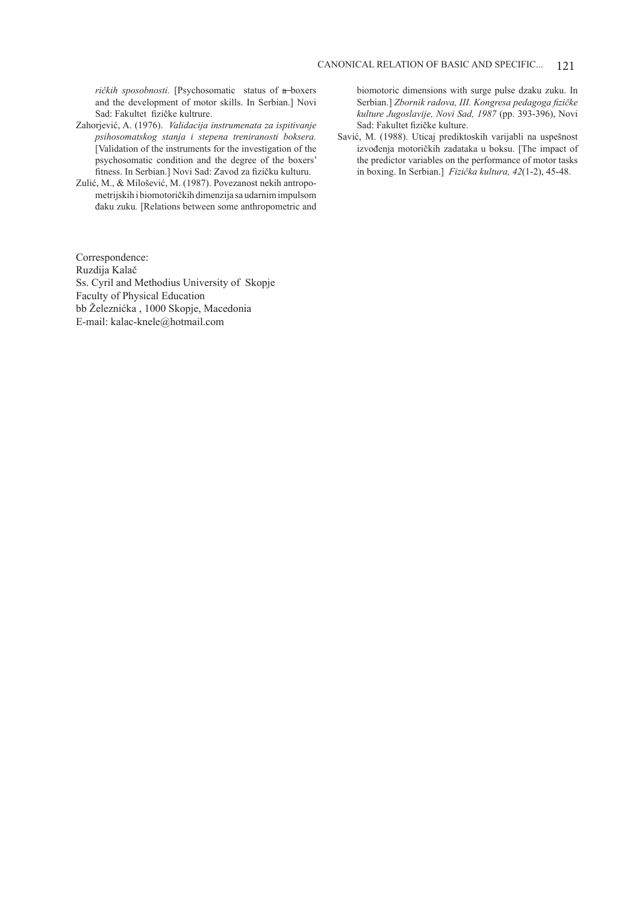*ričkih sposobnosti.* [Psychosomatic status of ~~a~~ boxers and the development of motor skills. In Serbian.] Novi Sad: Fakultet fizičke kultrure.

Zahorjević, A. (1976). *Validacija instrumenata za ispitivanje psihosomatskog stanja i stepena treniranosti boksera.* [Validation of the instruments for the investigation of the psychosomatic condition and the degree of the boxers' fitness. In Serbian.] Novi Sad: Zavod za fizičku kulturu.

Zulić, M., & Milošević, M. (1987). Povezanost nekih antropometrijskih i biomotoričkih dimenzija sa udarnim impulsom đaku zuku*.* [Relations between some anthropometric and biomotoric dimensions with surge pulse dzaku zuku. In Serbian.] *Zbornik radova, III. Kongresa pedagoga fizičke kulture Jugoslavije, Novi Sad, 1987* (pp. 393-396), Novi Sad: Fakultet fizičke kulture.

Savić, M. (1988). Uticaj prediktoskih varijabli na uspešnost izvođenja motoričkih zadataka u boksu. [The impact of the predictor variables on the performance of motor tasks in boxing. In Serbian.] *Fizička kultura, 42*(1-2), 45-48.

Correspondence:
Ruzdija Kalač
Ss. Cyril and Methodius University of Skopje
Faculty of Physical Education
bb Železnićka , 1000 Skopje, Macedonia
E-mail: kalac-knele@hotmail.com